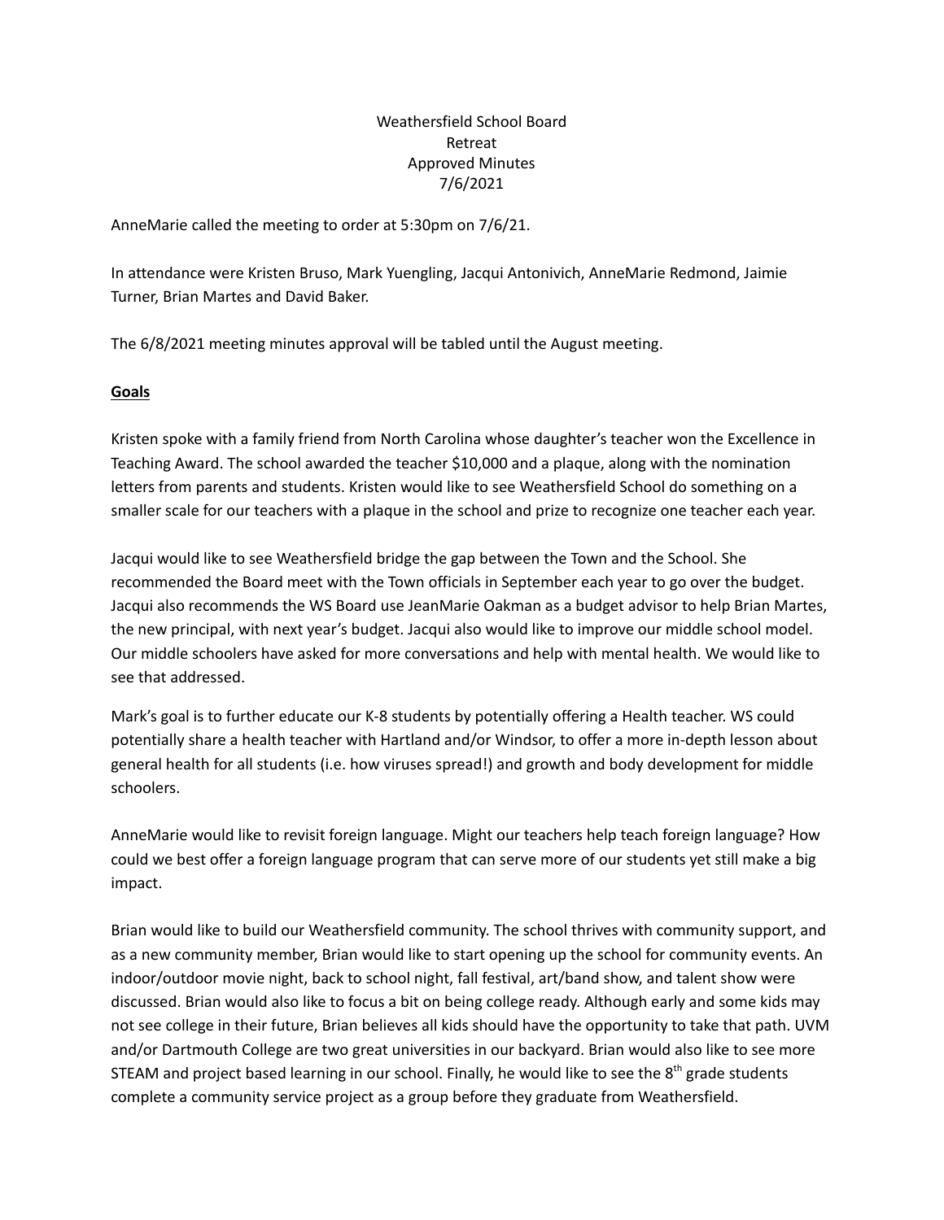Weathersfield School Board
Retreat
Approved Minutes
7/6/2021

AnneMarie called the meeting to order at 5:30pm on 7/6/21.

In attendance were Kristen Bruso, Mark Yuengling, Jacqui Antonivich, AnneMarie Redmond, Jaimie Turner, Brian Martes and David Baker.

The 6/8/2021 meeting minutes approval will be tabled until the August meeting.

**Goals**

Kristen spoke with a family friend from North Carolina whose daughter's teacher won the Excellence in Teaching Award. The school awarded the teacher $10,000 and a plaque, along with the nomination letters from parents and students. Kristen would like to see Weathersfield School do something on a smaller scale for our teachers with a plaque in the school and prize to recognize one teacher each year.

Jacqui would like to see Weathersfield bridge the gap between the Town and the School. She recommended the Board meet with the Town officials in September each year to go over the budget. Jacqui also recommends the WS Board use JeanMarie Oakman as a budget advisor to help Brian Martes, the new principal, with next year's budget. Jacqui also would like to improve our middle school model. Our middle schoolers have asked for more conversations and help with mental health. We would like to see that addressed.

Mark's goal is to further educate our K-8 students by potentially offering a Health teacher. WS could potentially share a health teacher with Hartland and/or Windsor, to offer a more in-depth lesson about general health for all students (i.e. how viruses spread!) and growth and body development for middle schoolers.

AnneMarie would like to revisit foreign language. Might our teachers help teach foreign language? How could we best offer a foreign language program that can serve more of our students yet still make a big impact.

Brian would like to build our Weathersfield community. The school thrives with community support, and as a new community member, Brian would like to start opening up the school for community events. An indoor/outdoor movie night, back to school night, fall festival, art/band show, and talent show were discussed. Brian would also like to focus a bit on being college ready. Although early and some kids may not see college in their future, Brian believes all kids should have the opportunity to take that path. UVM and/or Dartmouth College are two great universities in our backyard. Brian would also like to see more STEAM and project based learning in our school. Finally, he would like to see the 8th grade students complete a community service project as a group before they graduate from Weathersfield.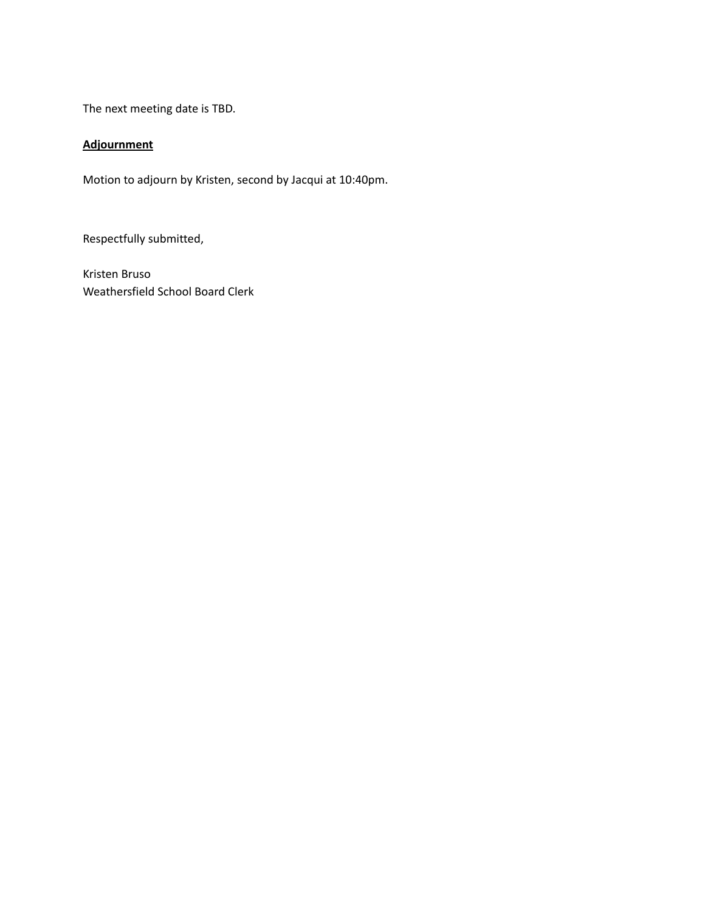The next meeting date is TBD.

**<u>Adjournment</u>**

Motion to adjourn by Kristen, second by Jacqui at 10:40pm.

Respectfully submitted,

Kristen Bruso
Weathersfield School Board Clerk